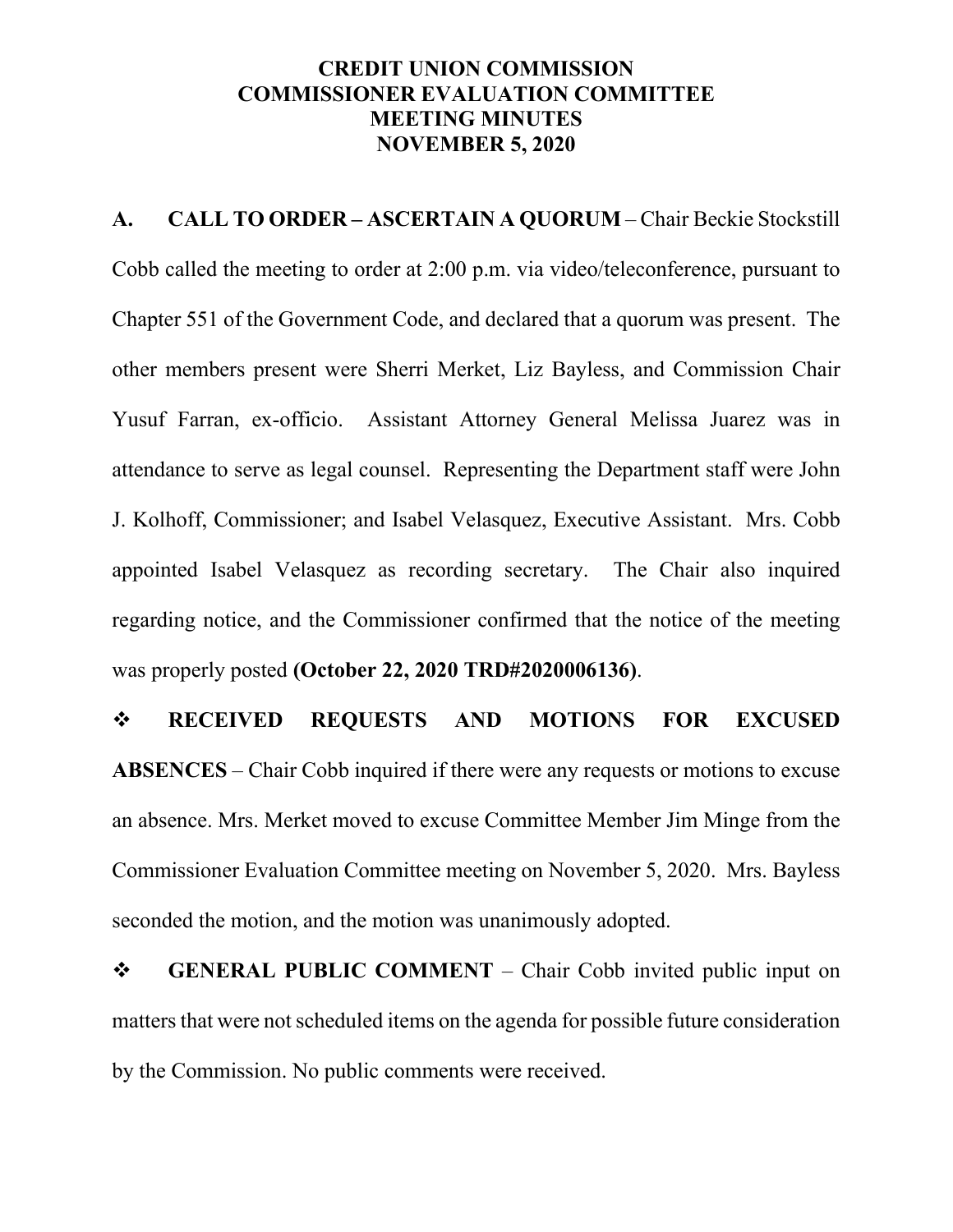# CREDIT UNION COMMISSION
# COMMISSIONER EVALUATION COMMITTEE
# MEETING MINUTES
# NOVEMBER 5, 2020

**A. CALL TO ORDER – ASCERTAIN A QUORUM** – Chair Beckie Stockstill Cobb called the meeting to order at 2:00 p.m. via video/teleconference, pursuant to Chapter 551 of the Government Code, and declared that a quorum was present. The other members present were Sherri Merket, Liz Bayless, and Commission Chair Yusuf Farran, ex-officio. Assistant Attorney General Melissa Juarez was in attendance to serve as legal counsel. Representing the Department staff were John J. Kolhoff, Commissioner; and Isabel Velasquez, Executive Assistant. Mrs. Cobb appointed Isabel Velasquez as recording secretary. The Chair also inquired regarding notice, and the Commissioner confirmed that the notice of the meeting was properly posted **(October 22, 2020 TRD#2020006136)**.

❖ **RECEIVED REQUESTS AND MOTIONS FOR EXCUSED ABSENCES** – Chair Cobb inquired if there were any requests or motions to excuse an absence. Mrs. Merket moved to excuse Committee Member Jim Minge from the Commissioner Evaluation Committee meeting on November 5, 2020. Mrs. Bayless seconded the motion, and the motion was unanimously adopted.

❖ **GENERAL PUBLIC COMMENT** – Chair Cobb invited public input on matters that were not scheduled items on the agenda for possible future consideration by the Commission. No public comments were received.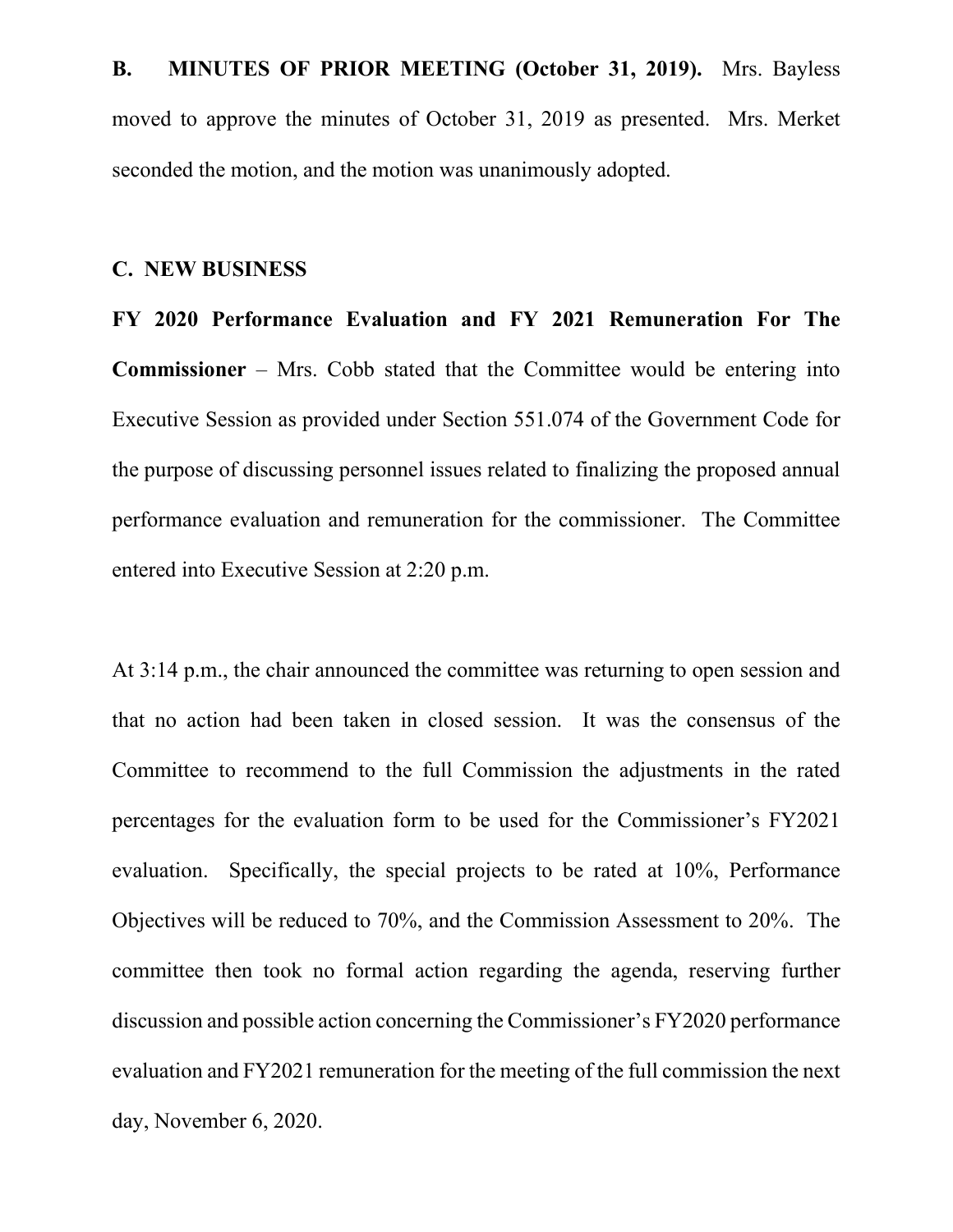**B. MINUTES OF PRIOR MEETING (October 31, 2019).** Mrs. Bayless moved to approve the minutes of October 31, 2019 as presented. Mrs. Merket seconded the motion, and the motion was unanimously adopted.

**C. NEW BUSINESS**

**FY 2020 Performance Evaluation and FY 2021 Remuneration For The Commissioner** – Mrs. Cobb stated that the Committee would be entering into Executive Session as provided under Section 551.074 of the Government Code for the purpose of discussing personnel issues related to finalizing the proposed annual performance evaluation and remuneration for the commissioner. The Committee entered into Executive Session at 2:20 p.m.

At 3:14 p.m., the chair announced the committee was returning to open session and that no action had been taken in closed session. It was the consensus of the Committee to recommend to the full Commission the adjustments in the rated percentages for the evaluation form to be used for the Commissioner's FY2021 evaluation. Specifically, the special projects to be rated at 10%, Performance Objectives will be reduced to 70%, and the Commission Assessment to 20%. The committee then took no formal action regarding the agenda, reserving further discussion and possible action concerning the Commissioner's FY2020 performance evaluation and FY2021 remuneration for the meeting of the full commission the next day, November 6, 2020.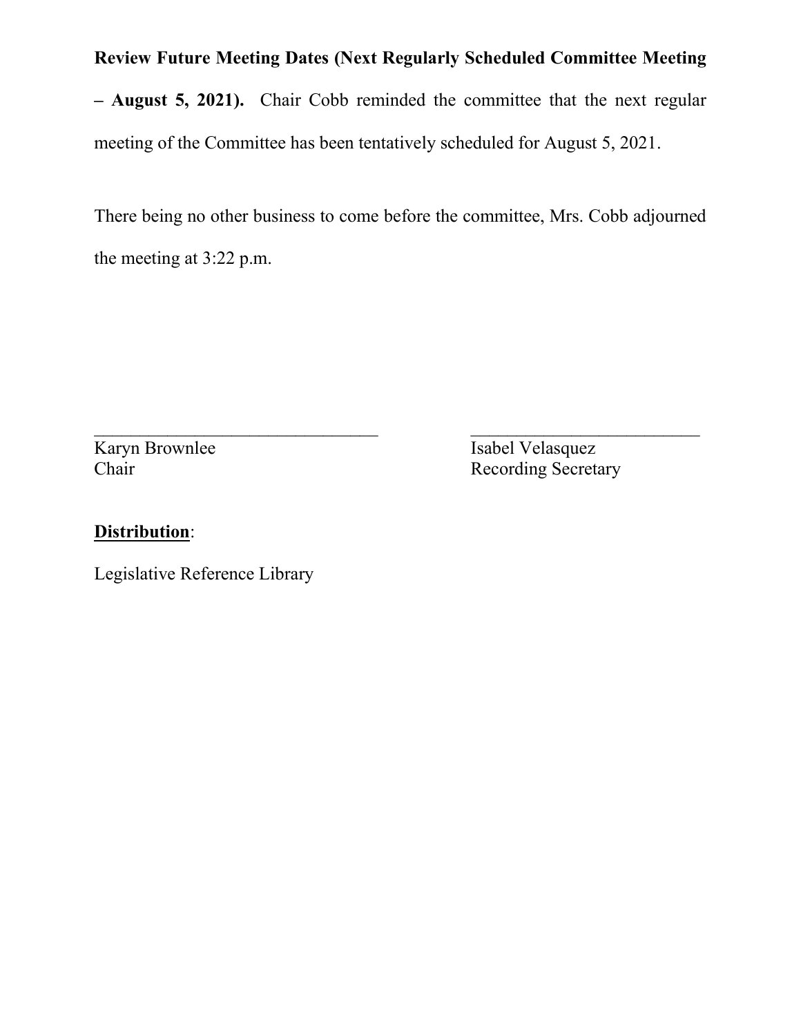**Review Future Meeting Dates (Next Regularly Scheduled Committee Meeting – August 5, 2021).** Chair Cobb reminded the committee that the next regular meeting of the Committee has been tentatively scheduled for August 5, 2021.

There being no other business to come before the committee, Mrs. Cobb adjourned the meeting at 3:22 p.m.

| | |
|---|---|
| \_\_\_\_\_\_\_\_\_\_\_\_\_\_\_\_\_\_\_\_\_\_\_\_\_\_\_\_\_\_ | \_\_\_\_\_\_\_\_\_\_\_\_\_\_\_\_\_\_\_\_\_\_\_\_\_\_ |
| Karyn Brownlee | Isabel Velasquez |
| Chair | Recording Secretary |

**Distribution**:

Legislative Reference Library